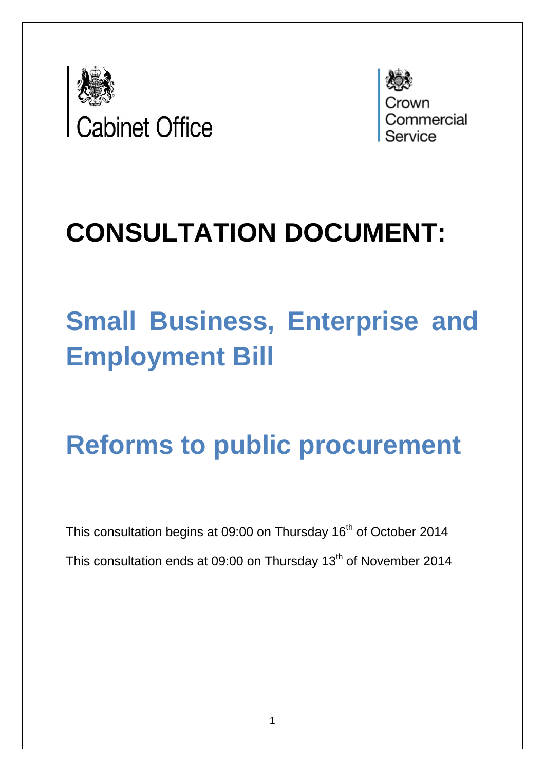Cabinet Office

Crown Commercial Service

# CONSULTATION DOCUMENT:

# Small Business, Enterprise and Employment Bill

# Reforms to public procurement

This consultation begins at 09:00 on Thursday 16th of October 2014

This consultation ends at 09:00 on Thursday 13th of November 2014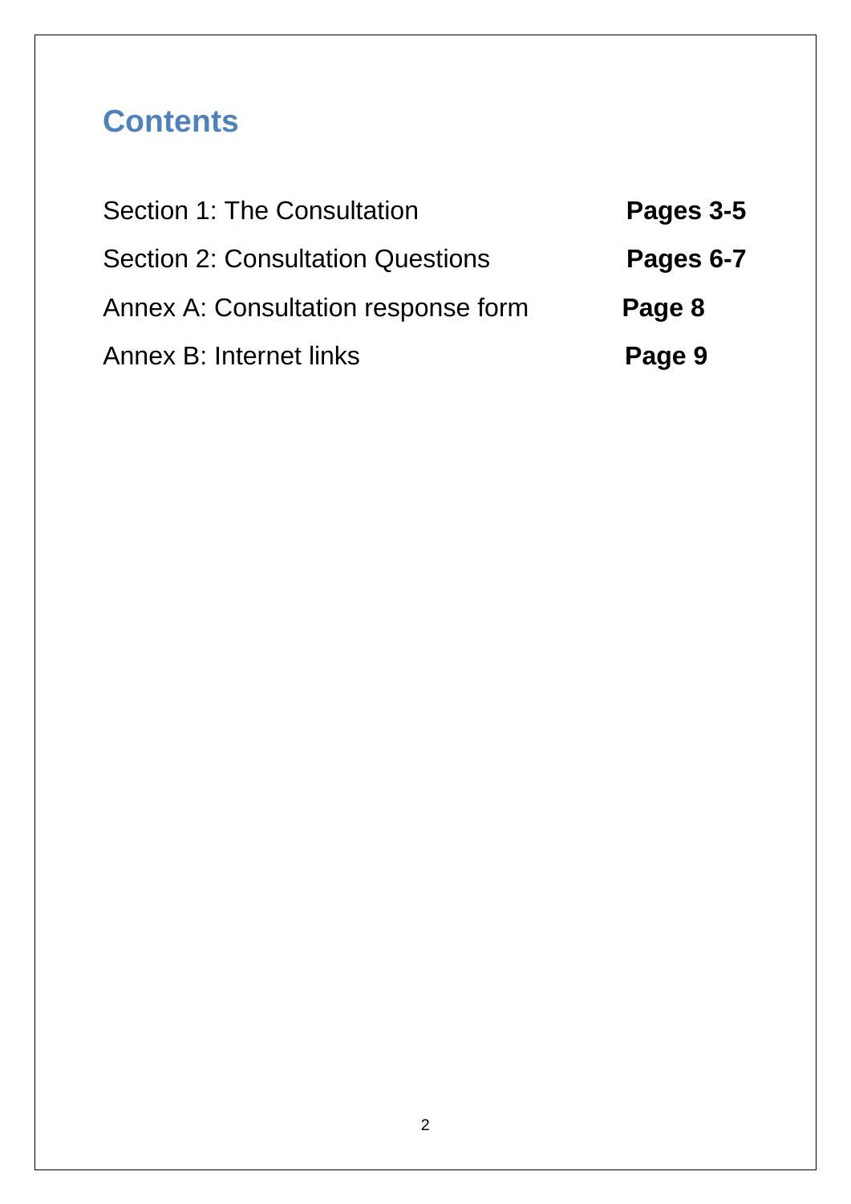## Contents

| | |
|---|---|
| Section 1: The Consultation | **Pages 3-5** |
| Section 2: Consultation Questions | **Pages 6-7** |
| Annex A: Consultation response form | **Page 8** |
| Annex B: Internet links | **Page 9** |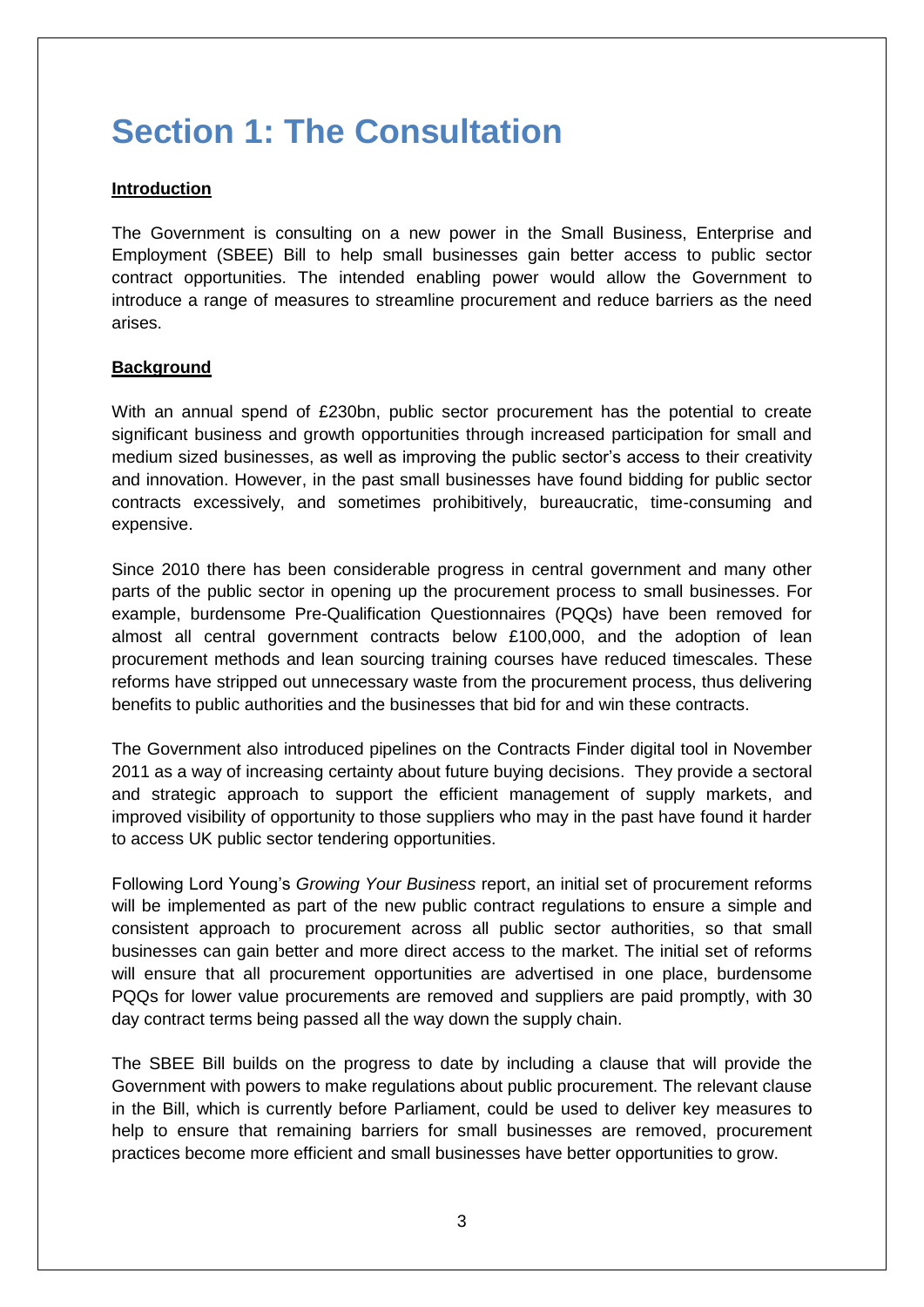# Section 1: The Consultation

**Introduction**

The Government is consulting on a new power in the Small Business, Enterprise and Employment (SBEE) Bill to help small businesses gain better access to public sector contract opportunities. The intended enabling power would allow the Government to introduce a range of measures to streamline procurement and reduce barriers as the need arises.

**Background**

With an annual spend of £230bn, public sector procurement has the potential to create significant business and growth opportunities through increased participation for small and medium sized businesses, as well as improving the public sector's access to their creativity and innovation. However, in the past small businesses have found bidding for public sector contracts excessively, and sometimes prohibitively, bureaucratic, time-consuming and expensive.

Since 2010 there has been considerable progress in central government and many other parts of the public sector in opening up the procurement process to small businesses. For example, burdensome Pre-Qualification Questionnaires (PQQs) have been removed for almost all central government contracts below £100,000, and the adoption of lean procurement methods and lean sourcing training courses have reduced timescales. These reforms have stripped out unnecessary waste from the procurement process, thus delivering benefits to public authorities and the businesses that bid for and win these contracts.

The Government also introduced pipelines on the Contracts Finder digital tool in November 2011 as a way of increasing certainty about future buying decisions. They provide a sectoral and strategic approach to support the efficient management of supply markets, and improved visibility of opportunity to those suppliers who may in the past have found it harder to access UK public sector tendering opportunities.

Following Lord Young's *Growing Your Business* report, an initial set of procurement reforms will be implemented as part of the new public contract regulations to ensure a simple and consistent approach to procurement across all public sector authorities, so that small businesses can gain better and more direct access to the market. The initial set of reforms will ensure that all procurement opportunities are advertised in one place, burdensome PQQs for lower value procurements are removed and suppliers are paid promptly, with 30 day contract terms being passed all the way down the supply chain.

The SBEE Bill builds on the progress to date by including a clause that will provide the Government with powers to make regulations about public procurement. The relevant clause in the Bill, which is currently before Parliament, could be used to deliver key measures to help to ensure that remaining barriers for small businesses are removed, procurement practices become more efficient and small businesses have better opportunities to grow.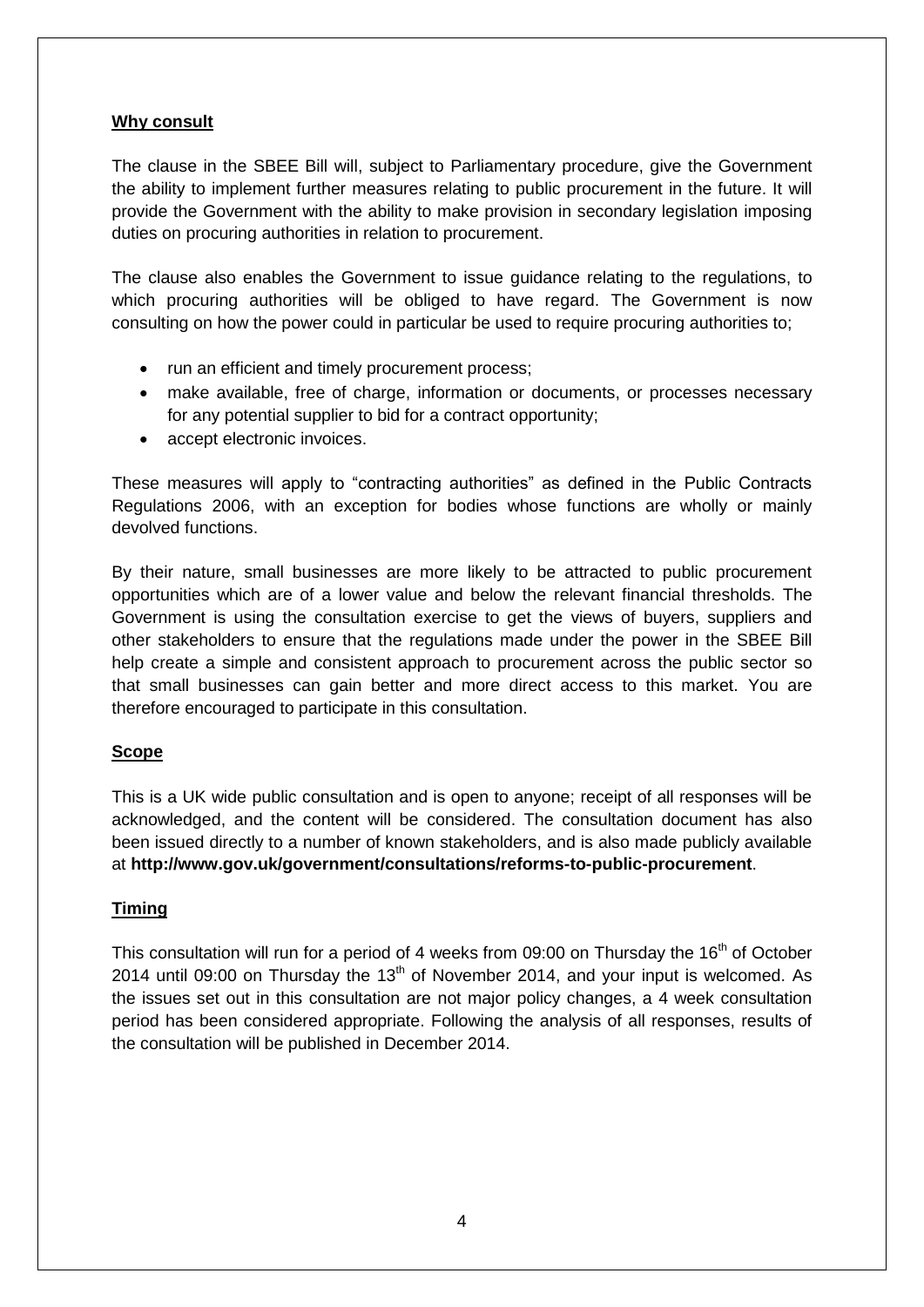**Why consult**

The clause in the SBEE Bill will, subject to Parliamentary procedure, give the Government the ability to implement further measures relating to public procurement in the future. It will provide the Government with the ability to make provision in secondary legislation imposing duties on procuring authorities in relation to procurement.

The clause also enables the Government to issue guidance relating to the regulations, to which procuring authorities will be obliged to have regard. The Government is now consulting on how the power could in particular be used to require procuring authorities to;

- run an efficient and timely procurement process;
- make available, free of charge, information or documents, or processes necessary for any potential supplier to bid for a contract opportunity;
- accept electronic invoices.

These measures will apply to "contracting authorities" as defined in the Public Contracts Regulations 2006, with an exception for bodies whose functions are wholly or mainly devolved functions.

By their nature, small businesses are more likely to be attracted to public procurement opportunities which are of a lower value and below the relevant financial thresholds. The Government is using the consultation exercise to get the views of buyers, suppliers and other stakeholders to ensure that the regulations made under the power in the SBEE Bill help create a simple and consistent approach to procurement across the public sector so that small businesses can gain better and more direct access to this market. You are therefore encouraged to participate in this consultation.

**Scope**

This is a UK wide public consultation and is open to anyone; receipt of all responses will be acknowledged, and the content will be considered. The consultation document has also been issued directly to a number of known stakeholders, and is also made publicly available at **http://www.gov.uk/government/consultations/reforms-to-public-procurement**.

**Timing**

This consultation will run for a period of 4 weeks from 09:00 on Thursday the 16th of October 2014 until 09:00 on Thursday the 13th of November 2014, and your input is welcomed. As the issues set out in this consultation are not major policy changes, a 4 week consultation period has been considered appropriate. Following the analysis of all responses, results of the consultation will be published in December 2014.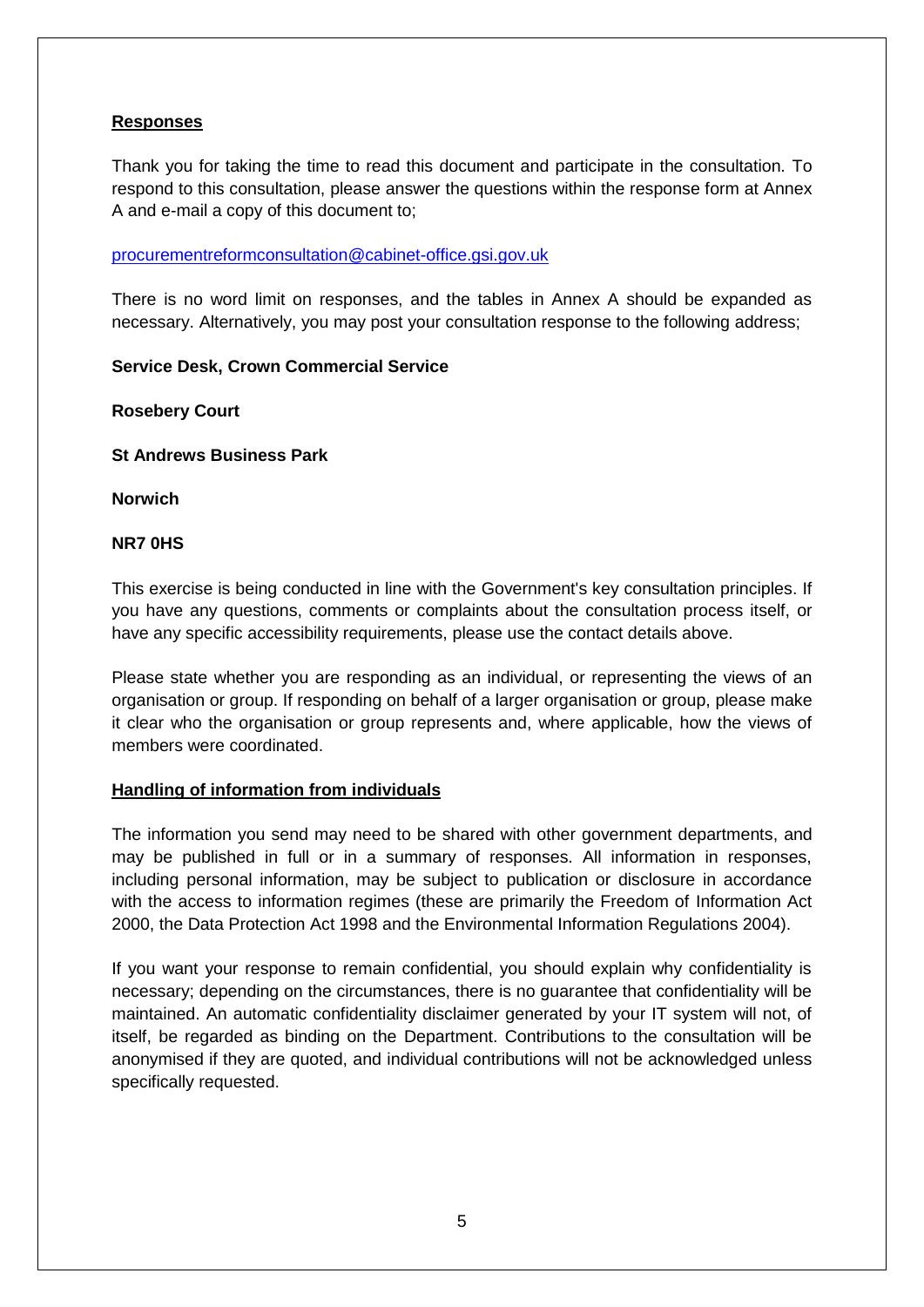## Responses

Thank you for taking the time to read this document and participate in the consultation. To respond to this consultation, please answer the questions within the response form at Annex A and e-mail a copy of this document to;

procurementreformconsultation@cabinet-office.gsi.gov.uk

There is no word limit on responses, and the tables in Annex A should be expanded as necessary. Alternatively, you may post your consultation response to the following address;

**Service Desk, Crown Commercial Service**

**Rosebery Court**

**St Andrews Business Park**

**Norwich**

**NR7 0HS**

This exercise is being conducted in line with the Government's key consultation principles. If you have any questions, comments or complaints about the consultation process itself, or have any specific accessibility requirements, please use the contact details above.

Please state whether you are responding as an individual, or representing the views of an organisation or group. If responding on behalf of a larger organisation or group, please make it clear who the organisation or group represents and, where applicable, how the views of members were coordinated.

## Handling of information from individuals

The information you send may need to be shared with other government departments, and may be published in full or in a summary of responses. All information in responses, including personal information, may be subject to publication or disclosure in accordance with the access to information regimes (these are primarily the Freedom of Information Act 2000, the Data Protection Act 1998 and the Environmental Information Regulations 2004).

If you want your response to remain confidential, you should explain why confidentiality is necessary; depending on the circumstances, there is no guarantee that confidentiality will be maintained. An automatic confidentiality disclaimer generated by your IT system will not, of itself, be regarded as binding on the Department. Contributions to the consultation will be anonymised if they are quoted, and individual contributions will not be acknowledged unless specifically requested.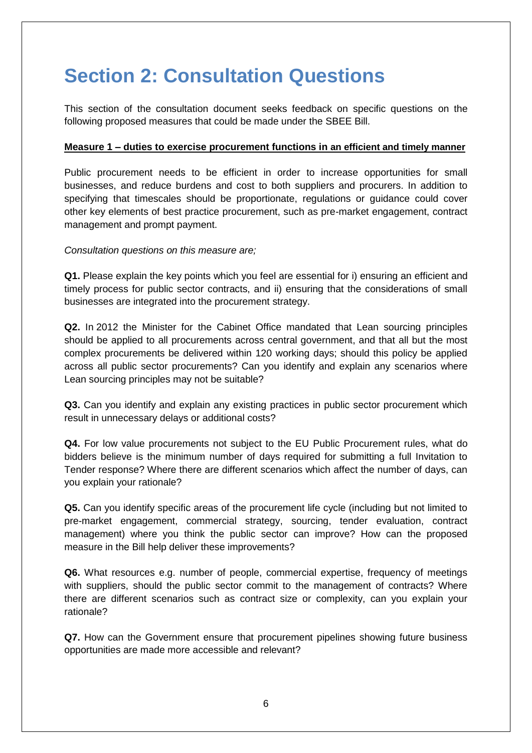# Section 2: Consultation Questions

This section of the consultation document seeks feedback on specific questions on the following proposed measures that could be made under the SBEE Bill.

**Measure 1 – duties to exercise procurement functions in an efficient and timely manner**

Public procurement needs to be efficient in order to increase opportunities for small businesses, and reduce burdens and cost to both suppliers and procurers. In addition to specifying that timescales should be proportionate, regulations or guidance could cover other key elements of best practice procurement, such as pre-market engagement, contract management and prompt payment.

*Consultation questions on this measure are;*

**Q1.** Please explain the key points which you feel are essential for i) ensuring an efficient and timely process for public sector contracts, and ii) ensuring that the considerations of small businesses are integrated into the procurement strategy.

**Q2.** In 2012 the Minister for the Cabinet Office mandated that Lean sourcing principles should be applied to all procurements across central government, and that all but the most complex procurements be delivered within 120 working days; should this policy be applied across all public sector procurements? Can you identify and explain any scenarios where Lean sourcing principles may not be suitable?

**Q3.** Can you identify and explain any existing practices in public sector procurement which result in unnecessary delays or additional costs?

**Q4.** For low value procurements not subject to the EU Public Procurement rules, what do bidders believe is the minimum number of days required for submitting a full Invitation to Tender response? Where there are different scenarios which affect the number of days, can you explain your rationale?

**Q5.** Can you identify specific areas of the procurement life cycle (including but not limited to pre-market engagement, commercial strategy, sourcing, tender evaluation, contract management) where you think the public sector can improve? How can the proposed measure in the Bill help deliver these improvements?

**Q6.** What resources e.g. number of people, commercial expertise, frequency of meetings with suppliers, should the public sector commit to the management of contracts? Where there are different scenarios such as contract size or complexity, can you explain your rationale?

**Q7.** How can the Government ensure that procurement pipelines showing future business opportunities are made more accessible and relevant?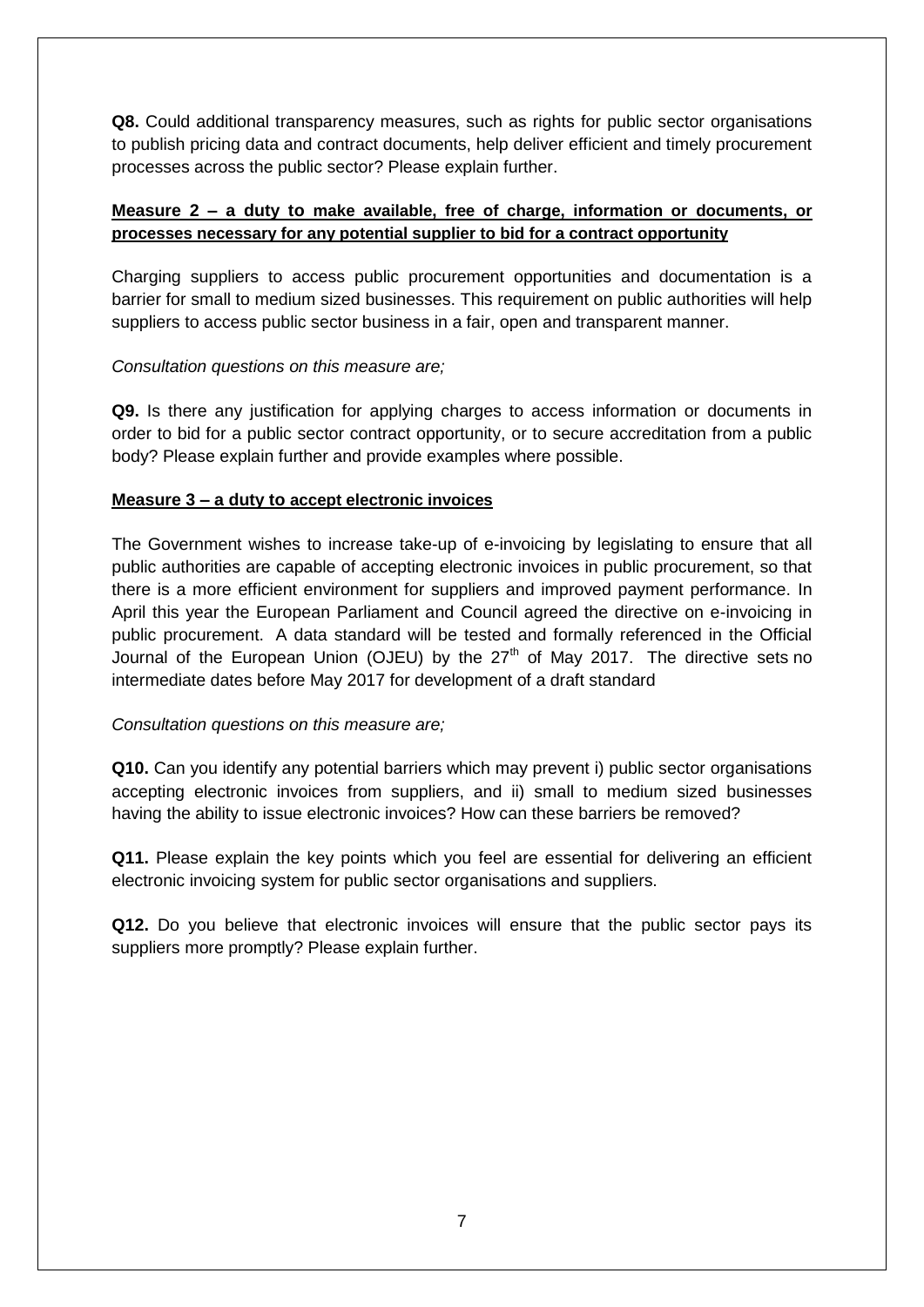**Q8.** Could additional transparency measures, such as rights for public sector organisations to publish pricing data and contract documents, help deliver efficient and timely procurement processes across the public sector? Please explain further.

**Measure 2 – a duty to make available, free of charge, information or documents, or processes necessary for any potential supplier to bid for a contract opportunity**

Charging suppliers to access public procurement opportunities and documentation is a barrier for small to medium sized businesses. This requirement on public authorities will help suppliers to access public sector business in a fair, open and transparent manner.

*Consultation questions on this measure are;*

**Q9.** Is there any justification for applying charges to access information or documents in order to bid for a public sector contract opportunity, or to secure accreditation from a public body? Please explain further and provide examples where possible.

**Measure 3 – a duty to accept electronic invoices**

The Government wishes to increase take-up of e-invoicing by legislating to ensure that all public authorities are capable of accepting electronic invoices in public procurement, so that there is a more efficient environment for suppliers and improved payment performance. In April this year the European Parliament and Council agreed the directive on e-invoicing in public procurement. A data standard will be tested and formally referenced in the Official Journal of the European Union (OJEU) by the 27th of May 2017. The directive sets no intermediate dates before May 2017 for development of a draft standard

*Consultation questions on this measure are;*

**Q10.** Can you identify any potential barriers which may prevent i) public sector organisations accepting electronic invoices from suppliers, and ii) small to medium sized businesses having the ability to issue electronic invoices? How can these barriers be removed?

**Q11.** Please explain the key points which you feel are essential for delivering an efficient electronic invoicing system for public sector organisations and suppliers.

**Q12.** Do you believe that electronic invoices will ensure that the public sector pays its suppliers more promptly? Please explain further.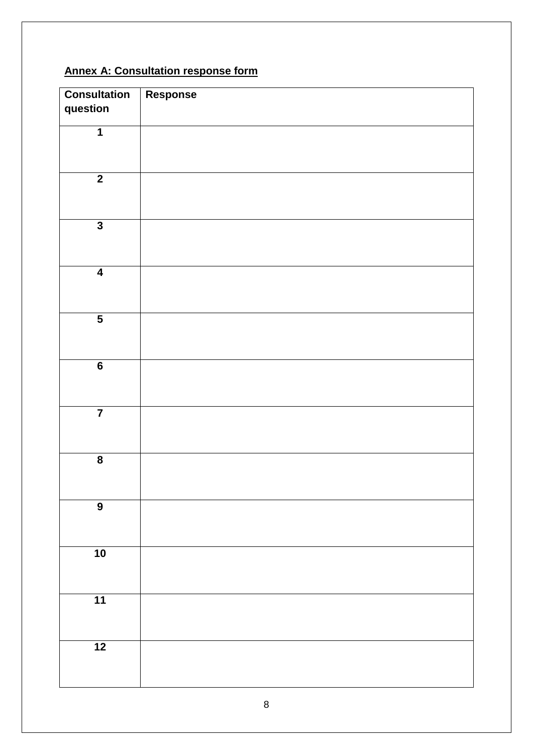**Annex A: Consultation response form**

| Consultation question | Response |
|---|---|
| 1 | |
| 2 | |
| 3 | |
| 4 | |
| 5 | |
| 6 | |
| 7 | |
| 8 | |
| 9 | |
| 10 | |
| 11 | |
| 12 | |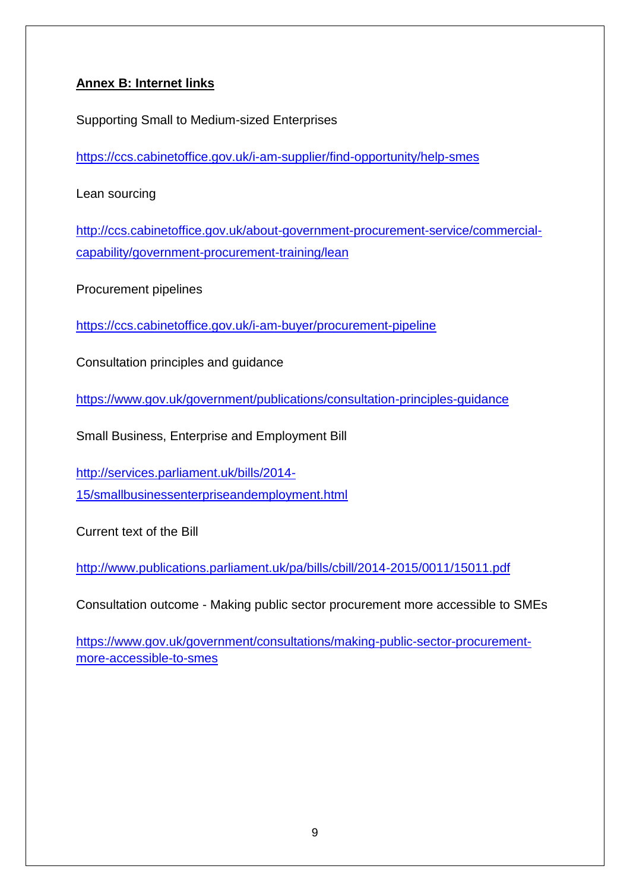**Annex B: Internet links**

Supporting Small to Medium-sized Enterprises

https://ccs.cabinetoffice.gov.uk/i-am-supplier/find-opportunity/help-smes

Lean sourcing

http://ccs.cabinetoffice.gov.uk/about-government-procurement-service/commercial-capability/government-procurement-training/lean

Procurement pipelines

https://ccs.cabinetoffice.gov.uk/i-am-buyer/procurement-pipeline

Consultation principles and guidance

https://www.gov.uk/government/publications/consultation-principles-guidance

Small Business, Enterprise and Employment Bill

http://services.parliament.uk/bills/2014-15/smallbusinessenterpriseandemployment.html

Current text of the Bill

http://www.publications.parliament.uk/pa/bills/cbill/2014-2015/0011/15011.pdf

Consultation outcome - Making public sector procurement more accessible to SMEs

https://www.gov.uk/government/consultations/making-public-sector-procurement-more-accessible-to-smes